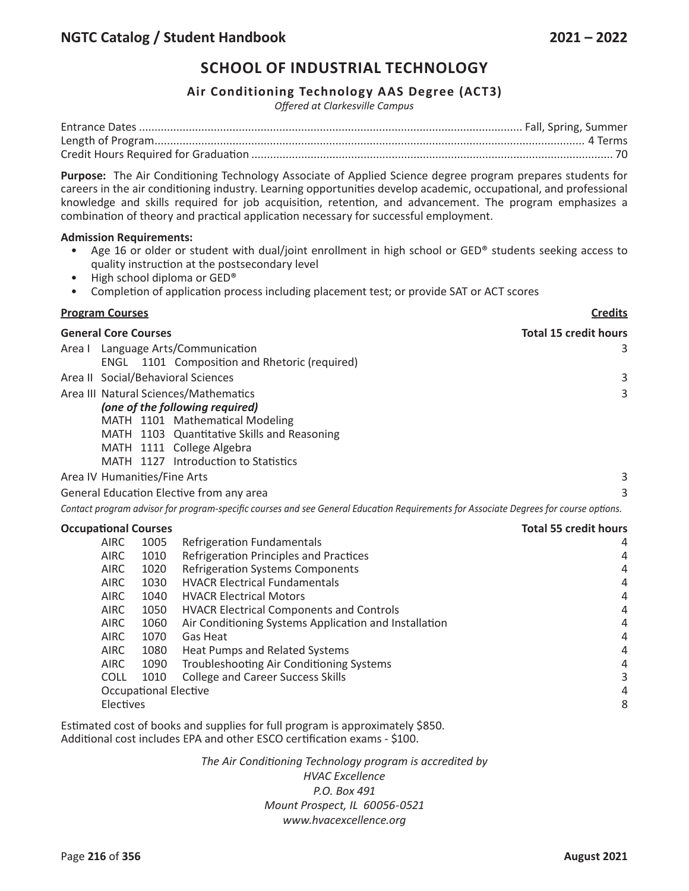# SCHOOL OF INDUSTRIAL TECHNOLOGY

## Air Conditioning Technology AAS Degree (ACT3)

*Offered at Clarkesville Campus*

Entrance Dates ........ Fall, Spring, Summer
Length of Program ........ 4 Terms
Credit Hours Required for Graduation ........ 70

**Purpose:** The Air Conditioning Technology Associate of Applied Science degree program prepares students for careers in the air conditioning industry. Learning opportunities develop academic, occupational, and professional knowledge and skills required for job acquisition, retention, and advancement. The program emphasizes a combination of theory and practical application necessary for successful employment.

**Admission Requirements:**

- Age 16 or older or student with dual/joint enrollment in high school or GED® students seeking access to quality instruction at the postsecondary level
- High school diploma or GED®
- Completion of application process including placement test; or provide SAT or ACT scores

| **Program Courses** | **Credits** |
|---|---|
| **General Core Courses** | **Total 15 credit hours** |
| Area I Language Arts/Communication | 3 |
| ENGL 1101 Composition and Rhetoric (required) | |
| Area II Social/Behavioral Sciences | 3 |
| Area III Natural Sciences/Mathematics | 3 |
| ***(one of the following required)*** | |
| MATH 1101 Mathematical Modeling | |
| MATH 1103 Quantitative Skills and Reasoning | |
| MATH 1111 College Algebra | |
| MATH 1127 Introduction to Statistics | |
| Area IV Humanities/Fine Arts | 3 |
| General Education Elective from any area | 3 |

*Contact program advisor for program-specific courses and see General Education Requirements for Associate Degrees for course options.*

| **Occupational Courses** | | | **Total 55 credit hours** |
|---|---|---|---|
| AIRC | 1005 | Refrigeration Fundamentals | 4 |
| AIRC | 1010 | Refrigeration Principles and Practices | 4 |
| AIRC | 1020 | Refrigeration Systems Components | 4 |
| AIRC | 1030 | HVACR Electrical Fundamentals | 4 |
| AIRC | 1040 | HVACR Electrical Motors | 4 |
| AIRC | 1050 | HVACR Electrical Components and Controls | 4 |
| AIRC | 1060 | Air Conditioning Systems Application and Installation | 4 |
| AIRC | 1070 | Gas Heat | 4 |
| AIRC | 1080 | Heat Pumps and Related Systems | 4 |
| AIRC | 1090 | Troubleshooting Air Conditioning Systems | 4 |
| COLL | 1010 | College and Career Success Skills | 3 |
| Occupational Elective | | | 4 |
| Electives | | | 8 |

Estimated cost of books and supplies for full program is approximately $850.
Additional cost includes EPA and other ESCO certification exams - $100.

*The Air Conditioning Technology program is accredited by*
*HVAC Excellence*
*P.O. Box 491*
*Mount Prospect, IL 60056-0521*
*www.hvacexcellence.org*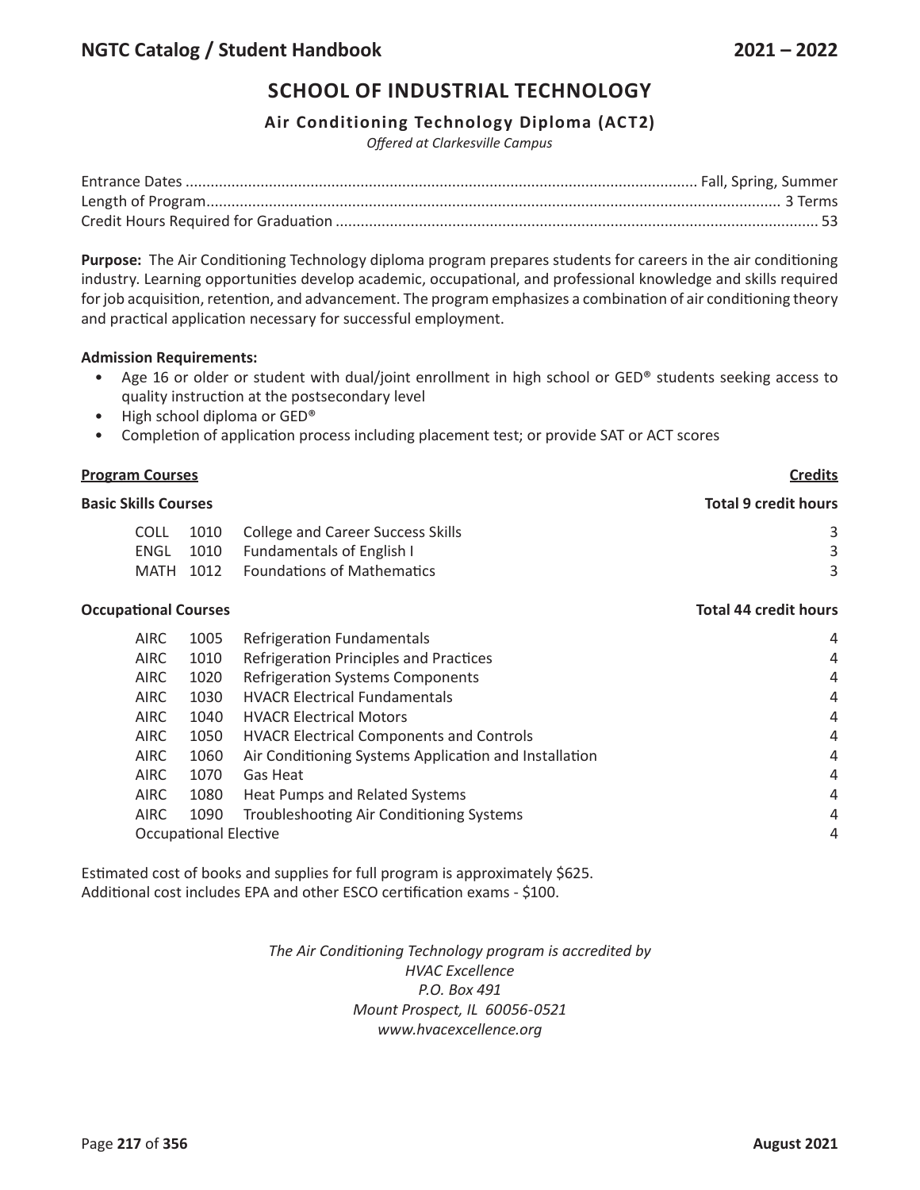# SCHOOL OF INDUSTRIAL TECHNOLOGY

## Air Conditioning Technology Diploma (ACT2)

*Offered at Clarkesville Campus*

Entrance Dates ........................................ Fall, Spring, Summer
Length of Program ........................................ 3 Terms
Credit Hours Required for Graduation ........................................ 53

**Purpose:** The Air Conditioning Technology diploma program prepares students for careers in the air conditioning industry. Learning opportunities develop academic, occupational, and professional knowledge and skills required for job acquisition, retention, and advancement. The program emphasizes a combination of air conditioning theory and practical application necessary for successful employment.

**Admission Requirements:**

- Age 16 or older or student with dual/joint enrollment in high school or GED® students seeking access to quality instruction at the postsecondary level
- High school diploma or GED®
- Completion of application process including placement test; or provide SAT or ACT scores

| **Program Courses** | | | **Credits** |
|---|---|---|---|
| **Basic Skills Courses** | | | **Total 9 credit hours** |
| COLL | 1010 | College and Career Success Skills | 3 |
| ENGL | 1010 | Fundamentals of English I | 3 |
| MATH | 1012 | Foundations of Mathematics | 3 |
| **Occupational Courses** | | | **Total 44 credit hours** |
| AIRC | 1005 | Refrigeration Fundamentals | 4 |
| AIRC | 1010 | Refrigeration Principles and Practices | 4 |
| AIRC | 1020 | Refrigeration Systems Components | 4 |
| AIRC | 1030 | HVACR Electrical Fundamentals | 4 |
| AIRC | 1040 | HVACR Electrical Motors | 4 |
| AIRC | 1050 | HVACR Electrical Components and Controls | 4 |
| AIRC | 1060 | Air Conditioning Systems Application and Installation | 4 |
| AIRC | 1070 | Gas Heat | 4 |
| AIRC | 1080 | Heat Pumps and Related Systems | 4 |
| AIRC | 1090 | Troubleshooting Air Conditioning Systems | 4 |
| Occupational Elective | | | 4 |

Estimated cost of books and supplies for full program is approximately $625.
Additional cost includes EPA and other ESCO certification exams - $100.

*The Air Conditioning Technology program is accredited by*
*HVAC Excellence*
*P.O. Box 491*
*Mount Prospect, IL 60056-0521*
*www.hvacexcellence.org*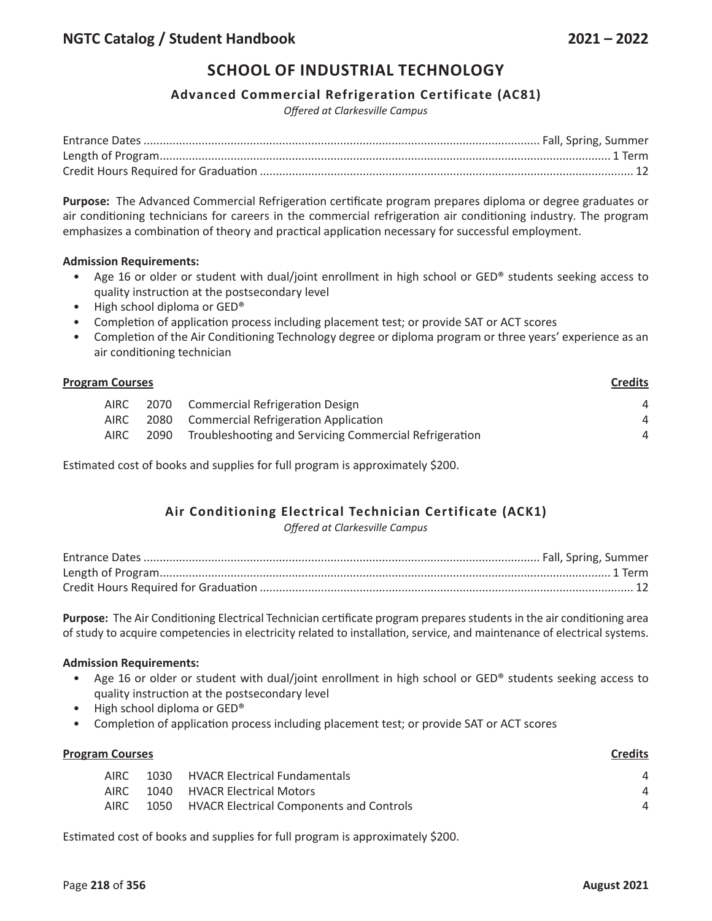# SCHOOL OF INDUSTRIAL TECHNOLOGY

## Advanced Commercial Refrigeration Certificate (AC81)

*Offered at Clarkesville Campus*

Entrance Dates .......... Fall, Spring, Summer
Length of Program .......... 1 Term
Credit Hours Required for Graduation .......... 12

**Purpose:** The Advanced Commercial Refrigeration certificate program prepares diploma or degree graduates or air conditioning technicians for careers in the commercial refrigeration air conditioning industry. The program emphasizes a combination of theory and practical application necessary for successful employment.

**Admission Requirements:**

- Age 16 or older or student with dual/joint enrollment in high school or GED® students seeking access to quality instruction at the postsecondary level
- High school diploma or GED®
- Completion of application process including placement test; or provide SAT or ACT scores
- Completion of the Air Conditioning Technology degree or diploma program or three years' experience as an air conditioning technician

| Program Courses | | | Credits |
|---|---|---|---|
| AIRC | 2070 | Commercial Refrigeration Design | 4 |
| AIRC | 2080 | Commercial Refrigeration Application | 4 |
| AIRC | 2090 | Troubleshooting and Servicing Commercial Refrigeration | 4 |

Estimated cost of books and supplies for full program is approximately $200.

## Air Conditioning Electrical Technician Certificate (ACK1)

*Offered at Clarkesville Campus*

Entrance Dates .......... Fall, Spring, Summer
Length of Program .......... 1 Term
Credit Hours Required for Graduation .......... 12

**Purpose:** The Air Conditioning Electrical Technician certificate program prepares students in the air conditioning area of study to acquire competencies in electricity related to installation, service, and maintenance of electrical systems.

**Admission Requirements:**

- Age 16 or older or student with dual/joint enrollment in high school or GED® students seeking access to quality instruction at the postsecondary level
- High school diploma or GED®
- Completion of application process including placement test; or provide SAT or ACT scores

| Program Courses | | | Credits |
|---|---|---|---|
| AIRC | 1030 | HVACR Electrical Fundamentals | 4 |
| AIRC | 1040 | HVACR Electrical Motors | 4 |
| AIRC | 1050 | HVACR Electrical Components and Controls | 4 |

Estimated cost of books and supplies for full program is approximately $200.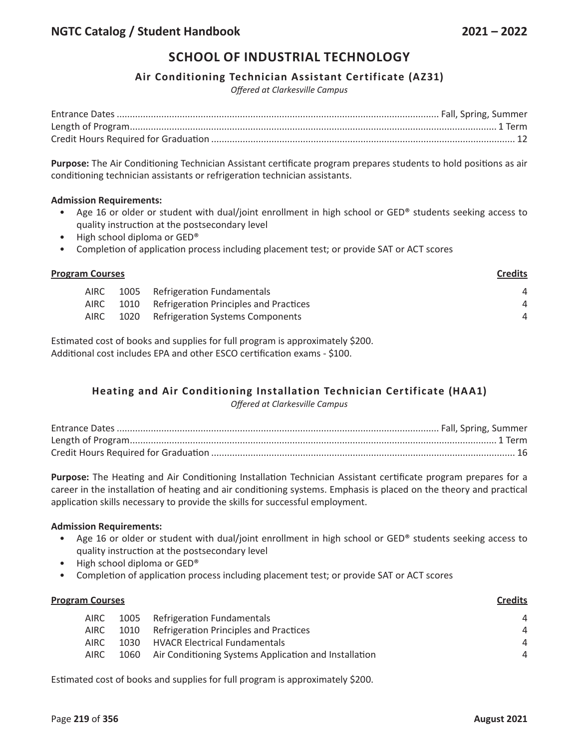# SCHOOL OF INDUSTRIAL TECHNOLOGY

## Air Conditioning Technician Assistant Certificate (AZ31)

*Offered at Clarkesville Campus*

Entrance Dates .......... Fall, Spring, Summer
Length of Program .......... 1 Term
Credit Hours Required for Graduation .......... 12

**Purpose:** The Air Conditioning Technician Assistant certificate program prepares students to hold positions as air conditioning technician assistants or refrigeration technician assistants.

**Admission Requirements:**

- Age 16 or older or student with dual/joint enrollment in high school or GED® students seeking access to quality instruction at the postsecondary level
- High school diploma or GED®
- Completion of application process including placement test; or provide SAT or ACT scores

| **Program Courses** | | | **Credits** |
|---|---|---|---|
| AIRC | 1005 | Refrigeration Fundamentals | 4 |
| AIRC | 1010 | Refrigeration Principles and Practices | 4 |
| AIRC | 1020 | Refrigeration Systems Components | 4 |

Estimated cost of books and supplies for full program is approximately $200.
Additional cost includes EPA and other ESCO certification exams - $100.

## Heating and Air Conditioning Installation Technician Certificate (HAA1)

*Offered at Clarkesville Campus*

Entrance Dates .......... Fall, Spring, Summer
Length of Program .......... 1 Term
Credit Hours Required for Graduation .......... 16

**Purpose:** The Heating and Air Conditioning Installation Technician Assistant certificate program prepares for a career in the installation of heating and air conditioning systems. Emphasis is placed on the theory and practical application skills necessary to provide the skills for successful employment.

**Admission Requirements:**

- Age 16 or older or student with dual/joint enrollment in high school or GED® students seeking access to quality instruction at the postsecondary level
- High school diploma or GED®
- Completion of application process including placement test; or provide SAT or ACT scores

| **Program Courses** | | | **Credits** |
|---|---|---|---|
| AIRC | 1005 | Refrigeration Fundamentals | 4 |
| AIRC | 1010 | Refrigeration Principles and Practices | 4 |
| AIRC | 1030 | HVACR Electrical Fundamentals | 4 |
| AIRC | 1060 | Air Conditioning Systems Application and Installation | 4 |

Estimated cost of books and supplies for full program is approximately $200.